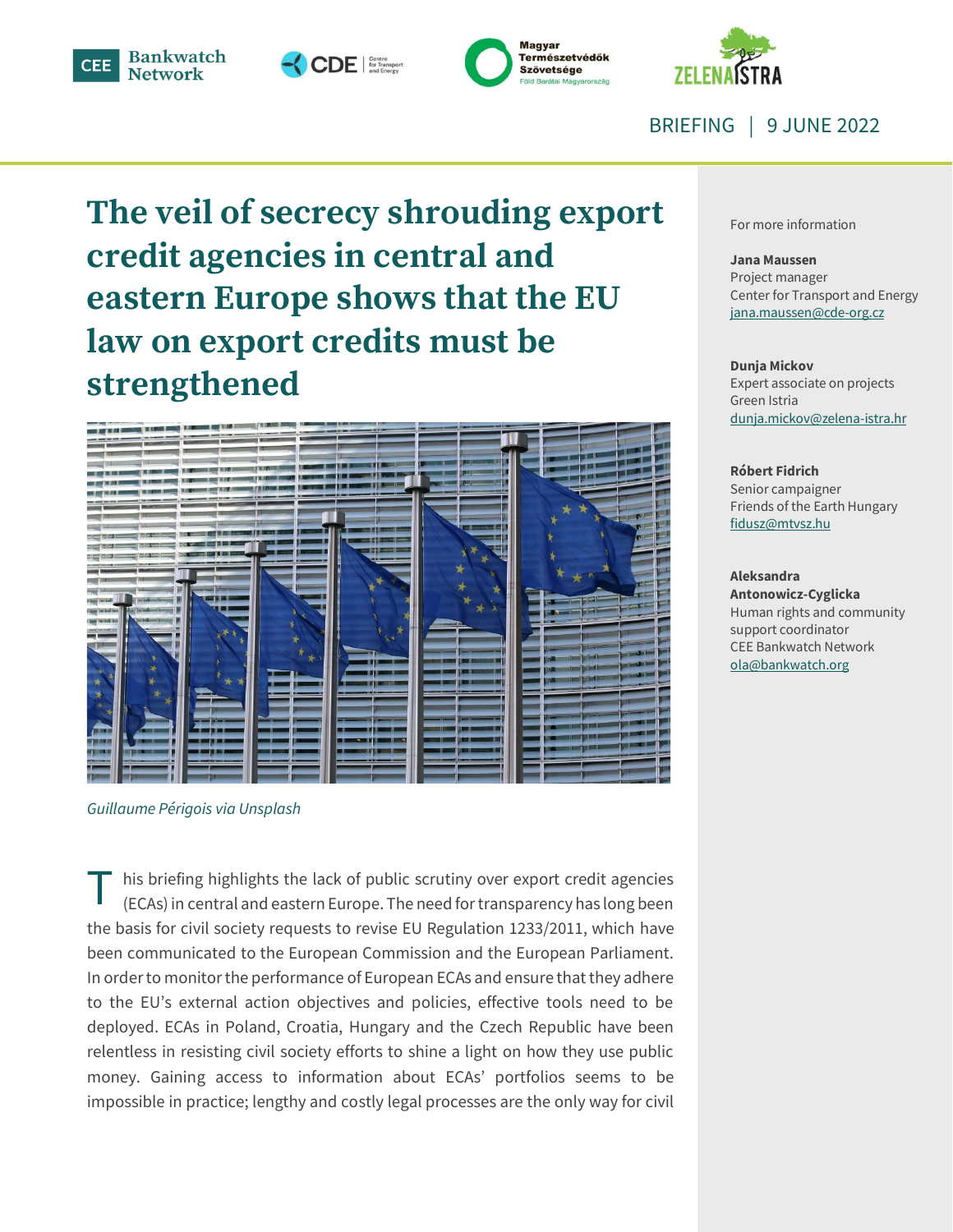BRIEFING | 9 JUNE 2022

# The veil of secrecy shrouding export credit agencies in central and eastern Europe shows that the EU law on export credits must be strengthened

*Guillaume Périgois via Unsplash*

For more information

**Jana Maussen**
Project manager
Center for Transport and Energy
jana.maussen@cde-org.cz

**Dunja Mickov**
Expert associate on projects
Green Istria
dunja.mickov@zelena-istra.hr

**Róbert Fidrich**
Senior campaigner
Friends of the Earth Hungary
fidusz@mtvsz.hu

**Aleksandra Antonowicz-Cyglicka**
Human rights and community support coordinator
CEE Bankwatch Network
ola@bankwatch.org

This briefing highlights the lack of public scrutiny over export credit agencies (ECAs) in central and eastern Europe. The need for transparency has long been the basis for civil society requests to revise EU Regulation 1233/2011, which have been communicated to the European Commission and the European Parliament. In order to monitor the performance of European ECAs and ensure that they adhere to the EU's external action objectives and policies, effective tools need to be deployed. ECAs in Poland, Croatia, Hungary and the Czech Republic have been relentless in resisting civil society efforts to shine a light on how they use public money. Gaining access to information about ECAs' portfolios seems to be impossible in practice; lengthy and costly legal processes are the only way for civil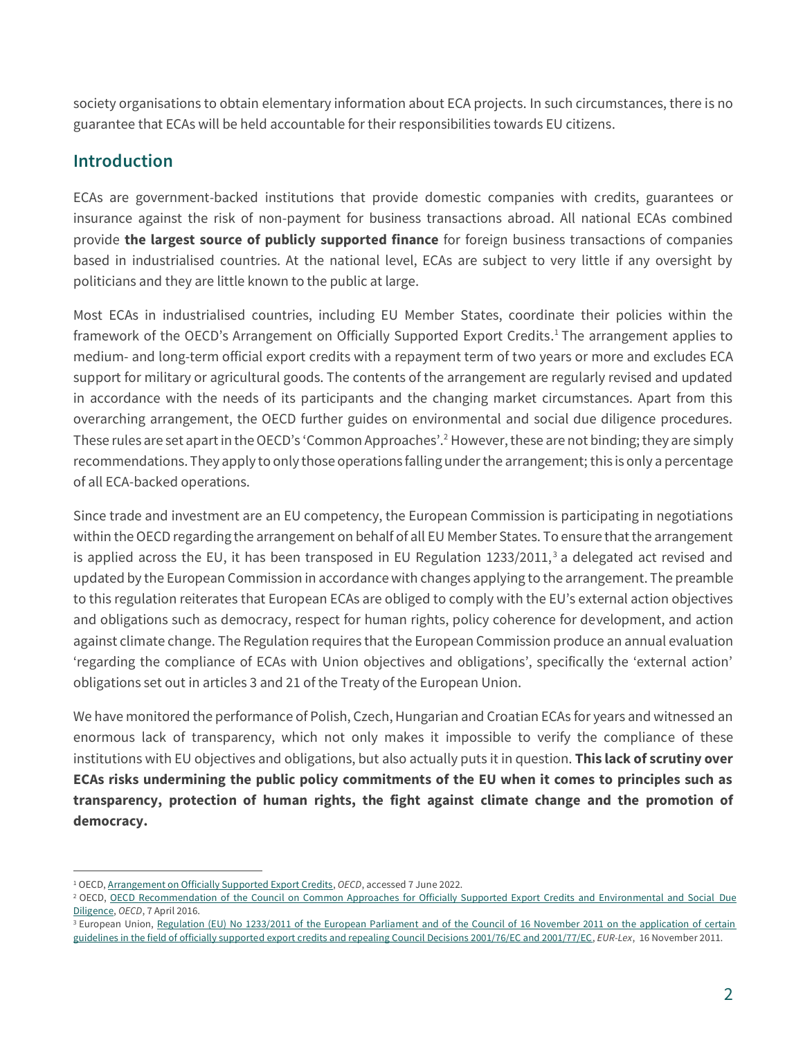society organisations to obtain elementary information about ECA projects. In such circumstances, there is no guarantee that ECAs will be held accountable for their responsibilities towards EU citizens.

## Introduction

ECAs are government-backed institutions that provide domestic companies with credits, guarantees or insurance against the risk of non-payment for business transactions abroad. All national ECAs combined provide **the largest source of publicly supported finance** for foreign business transactions of companies based in industrialised countries. At the national level, ECAs are subject to very little if any oversight by politicians and they are little known to the public at large.

Most ECAs in industrialised countries, including EU Member States, coordinate their policies within the framework of the OECD's Arrangement on Officially Supported Export Credits.[1] The arrangement applies to medium- and long-term official export credits with a repayment term of two years or more and excludes ECA support for military or agricultural goods. The contents of the arrangement are regularly revised and updated in accordance with the needs of its participants and the changing market circumstances. Apart from this overarching arrangement, the OECD further guides on environmental and social due diligence procedures. These rules are set apart in the OECD's 'Common Approaches'.[2] However, these are not binding; they are simply recommendations. They apply to only those operations falling under the arrangement; this is only a percentage of all ECA-backed operations.

Since trade and investment are an EU competency, the European Commission is participating in negotiations within the OECD regarding the arrangement on behalf of all EU Member States. To ensure that the arrangement is applied across the EU, it has been transposed in EU Regulation 1233/2011,[3] a delegated act revised and updated by the European Commission in accordance with changes applying to the arrangement. The preamble to this regulation reiterates that European ECAs are obliged to comply with the EU's external action objectives and obligations such as democracy, respect for human rights, policy coherence for development, and action against climate change. The Regulation requires that the European Commission produce an annual evaluation 'regarding the compliance of ECAs with Union objectives and obligations', specifically the 'external action' obligations set out in articles 3 and 21 of the Treaty of the European Union.

We have monitored the performance of Polish, Czech, Hungarian and Croatian ECAs for years and witnessed an enormous lack of transparency, which not only makes it impossible to verify the compliance of these institutions with EU objectives and obligations, but also actually puts it in question. **This lack of scrutiny over ECAs risks undermining the public policy commitments of the EU when it comes to principles such as transparency, protection of human rights, the fight against climate change and the promotion of democracy.**

---

[1] OECD, Arrangement on Officially Supported Export Credits, *OECD*, accessed 7 June 2022.

[2] OECD, OECD Recommendation of the Council on Common Approaches for Officially Supported Export Credits and Environmental and Social Due Diligence, *OECD*, 7 April 2016.

[3] European Union, Regulation (EU) No 1233/2011 of the European Parliament and of the Council of 16 November 2011 on the application of certain guidelines in the field of officially supported export credits and repealing Council Decisions 2001/76/EC and 2001/77/EC, *EUR-Lex*, 16 November 2011.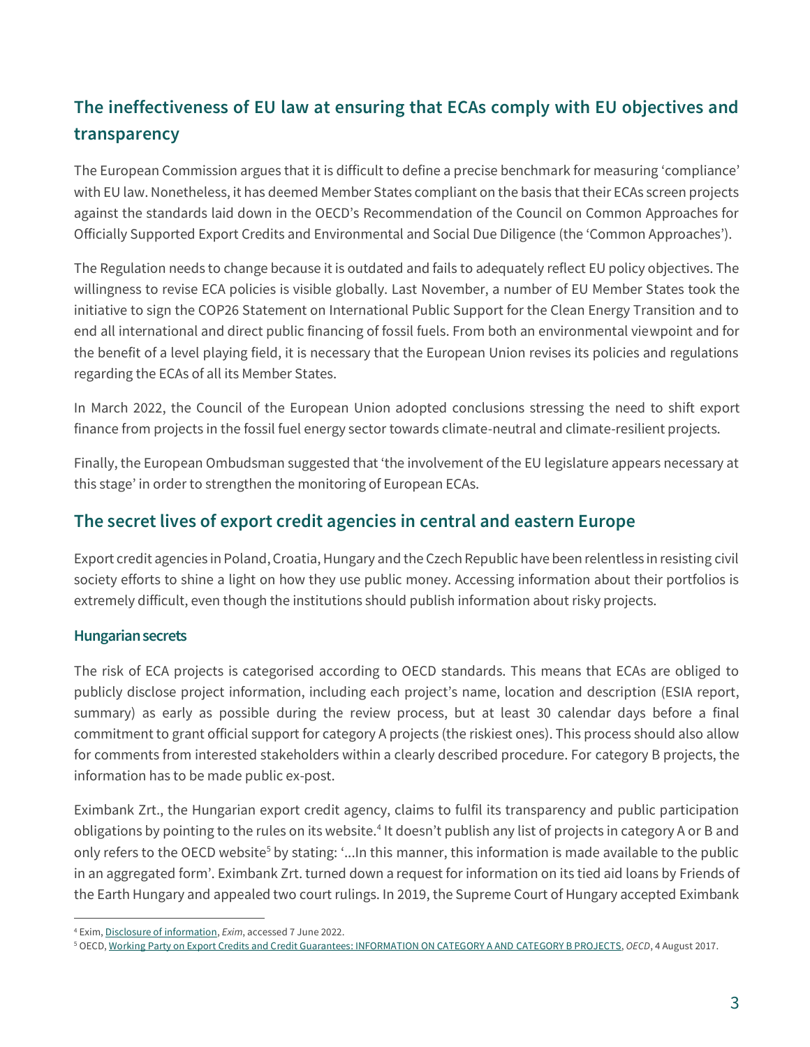## The ineffectiveness of EU law at ensuring that ECAs comply with EU objectives and transparency

The European Commission argues that it is difficult to define a precise benchmark for measuring 'compliance' with EU law. Nonetheless, it has deemed Member States compliant on the basis that their ECAs screen projects against the standards laid down in the OECD's Recommendation of the Council on Common Approaches for Officially Supported Export Credits and Environmental and Social Due Diligence (the 'Common Approaches').

The Regulation needs to change because it is outdated and fails to adequately reflect EU policy objectives. The willingness to revise ECA policies is visible globally. Last November, a number of EU Member States took the initiative to sign the COP26 Statement on International Public Support for the Clean Energy Transition and to end all international and direct public financing of fossil fuels. From both an environmental viewpoint and for the benefit of a level playing field, it is necessary that the European Union revises its policies and regulations regarding the ECAs of all its Member States.

In March 2022, the Council of the European Union adopted conclusions stressing the need to shift export finance from projects in the fossil fuel energy sector towards climate-neutral and climate-resilient projects.

Finally, the European Ombudsman suggested that 'the involvement of the EU legislature appears necessary at this stage' in order to strengthen the monitoring of European ECAs.

## The secret lives of export credit agencies in central and eastern Europe

Export credit agencies in Poland, Croatia, Hungary and the Czech Republic have been relentless in resisting civil society efforts to shine a light on how they use public money. Accessing information about their portfolios is extremely difficult, even though the institutions should publish information about risky projects.

### Hungarian secrets

The risk of ECA projects is categorised according to OECD standards. This means that ECAs are obliged to publicly disclose project information, including each project's name, location and description (ESIA report, summary) as early as possible during the review process, but at least 30 calendar days before a final commitment to grant official support for category A projects (the riskiest ones). This process should also allow for comments from interested stakeholders within a clearly described procedure. For category B projects, the information has to be made public ex-post.

Eximbank Zrt., the Hungarian export credit agency, claims to fulfil its transparency and public participation obligations by pointing to the rules on its website.[4] It doesn't publish any list of projects in category A or B and only refers to the OECD website[5] by stating: '...In this manner, this information is made available to the public in an aggregated form'. Eximbank Zrt. turned down a request for information on its tied aid loans by Friends of the Earth Hungary and appealed two court rulings. In 2019, the Supreme Court of Hungary accepted Eximbank

---

[4] Exim, Disclosure of information, *Exim*, accessed 7 June 2022.

[5] OECD, Working Party on Export Credits and Credit Guarantees: INFORMATION ON CATEGORY A AND CATEGORY B PROJECTS, *OECD*, 4 August 2017.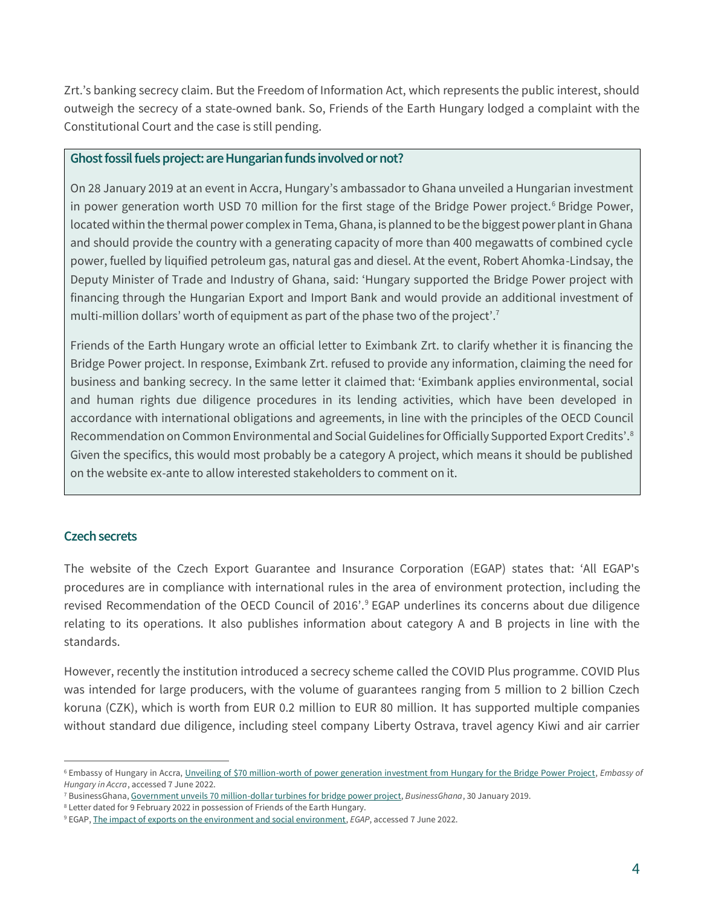Zrt.'s banking secrecy claim. But the Freedom of Information Act, which represents the public interest, should outweigh the secrecy of a state-owned bank. So, Friends of the Earth Hungary lodged a complaint with the Constitutional Court and the case is still pending.

### Ghost fossil fuels project: are Hungarian funds involved or not?

On 28 January 2019 at an event in Accra, Hungary's ambassador to Ghana unveiled a Hungarian investment in power generation worth USD 70 million for the first stage of the Bridge Power project.[6] Bridge Power, located within the thermal power complex in Tema, Ghana, is planned to be the biggest power plant in Ghana and should provide the country with a generating capacity of more than 400 megawatts of combined cycle power, fuelled by liquified petroleum gas, natural gas and diesel. At the event, Robert Ahomka-Lindsay, the Deputy Minister of Trade and Industry of Ghana, said: 'Hungary supported the Bridge Power project with financing through the Hungarian Export and Import Bank and would provide an additional investment of multi-million dollars' worth of equipment as part of the phase two of the project'.[7]

Friends of the Earth Hungary wrote an official letter to Eximbank Zrt. to clarify whether it is financing the Bridge Power project. In response, Eximbank Zrt. refused to provide any information, claiming the need for business and banking secrecy. In the same letter it claimed that: 'Eximbank applies environmental, social and human rights due diligence procedures in its lending activities, which have been developed in accordance with international obligations and agreements, in line with the principles of the OECD Council Recommendation on Common Environmental and Social Guidelines for Officially Supported Export Credits'.[8] Given the specifics, this would most probably be a category A project, which means it should be published on the website ex-ante to allow interested stakeholders to comment on it.

### Czech secrets

The website of the Czech Export Guarantee and Insurance Corporation (EGAP) states that: 'All EGAP's procedures are in compliance with international rules in the area of environment protection, including the revised Recommendation of the OECD Council of 2016'.[9] EGAP underlines its concerns about due diligence relating to its operations. It also publishes information about category A and B projects in line with the standards.

However, recently the institution introduced a secrecy scheme called the COVID Plus programme. COVID Plus was intended for large producers, with the volume of guarantees ranging from 5 million to 2 billion Czech koruna (CZK), which is worth from EUR 0.2 million to EUR 80 million. It has supported multiple companies without standard due diligence, including steel company Liberty Ostrava, travel agency Kiwi and air carrier

---

[6] Embassy of Hungary in Accra, Unveiling of $70 million-worth of power generation investment from Hungary for the Bridge Power Project, *Embassy of Hungary in Accra*, accessed 7 June 2022.

[7] BusinessGhana, Government unveils 70 million-dollar turbines for bridge power project, *BusinessGhana*, 30 January 2019.

[8] Letter dated for 9 February 2022 in possession of Friends of the Earth Hungary.

[9] EGAP, The impact of exports on the environment and social environment, *EGAP*, accessed 7 June 2022.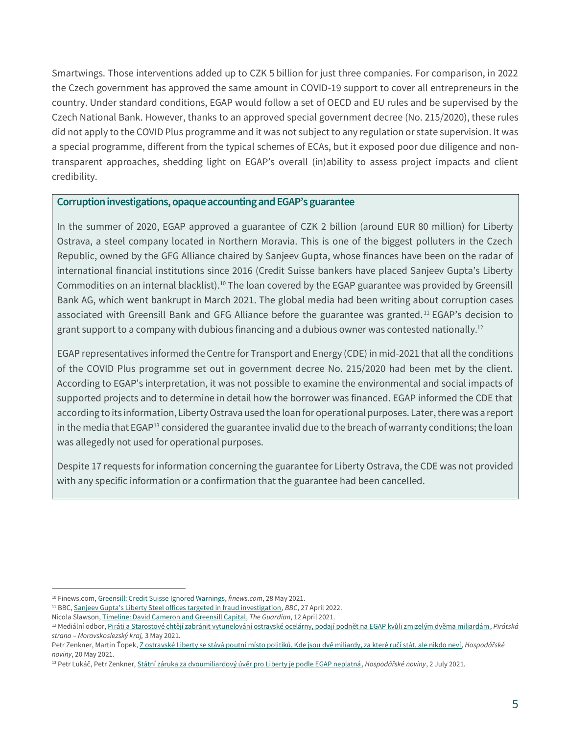Smartwings. Those interventions added up to CZK 5 billion for just three companies. For comparison, in 2022 the Czech government has approved the same amount in COVID-19 support to cover all entrepreneurs in the country. Under standard conditions, EGAP would follow a set of OECD and EU rules and be supervised by the Czech National Bank. However, thanks to an approved special government decree (No. 215/2020), these rules did not apply to the COVID Plus programme and it was not subject to any regulation or state supervision. It was a special programme, different from the typical schemes of ECAs, but it exposed poor due diligence and non-transparent approaches, shedding light on EGAP's overall (in)ability to assess project impacts and client credibility.

### Corruption investigations, opaque accounting and EGAP's guarantee

In the summer of 2020, EGAP approved a guarantee of CZK 2 billion (around EUR 80 million) for Liberty Ostrava, a steel company located in Northern Moravia. This is one of the biggest polluters in the Czech Republic, owned by the GFG Alliance chaired by Sanjeev Gupta, whose finances have been on the radar of international financial institutions since 2016 (Credit Suisse bankers have placed Sanjeev Gupta's Liberty Commodities on an internal blacklist).[10] The loan covered by the EGAP guarantee was provided by Greensill Bank AG, which went bankrupt in March 2021. The global media had been writing about corruption cases associated with Greensill Bank and GFG Alliance before the guarantee was granted.[11] EGAP's decision to grant support to a company with dubious financing and a dubious owner was contested nationally.[12]

EGAP representatives informed the Centre for Transport and Energy (CDE) in mid-2021 that all the conditions of the COVID Plus programme set out in government decree No. 215/2020 had been met by the client. According to EGAP's interpretation, it was not possible to examine the environmental and social impacts of supported projects and to determine in detail how the borrower was financed. EGAP informed the CDE that according to its information, Liberty Ostrava used the loan for operational purposes. Later, there was a report in the media that EGAP[13] considered the guarantee invalid due to the breach of warranty conditions; the loan was allegedly not used for operational purposes.

Despite 17 requests for information concerning the guarantee for Liberty Ostrava, the CDE was not provided with any specific information or a confirmation that the guarantee had been cancelled.

---

[10] Finews.com, Greensill: Credit Suisse Ignored Warnings, *finews.com*, 28 May 2021.

[11] BBC, Sanjeev Gupta's Liberty Steel offices targeted in fraud investigation, *BBC*, 27 April 2022.
Nicola Slawson, Timeline: David Cameron and Greensill Capital, *The Guardian*, 12 April 2021.

[12] Mediální odbor, Piráti a Starostové chtějí zabránit vytunelování ostravské ocelárny, podají podnět na EGAP kvůli zmizelým dvěma miliardám, *Pirátská strana – Moravskoslezský kraj,* 3 May 2021.
Petr Zenkner, Martin Ťopek, Z ostravské Liberty se stává poutní místo politiků. Kde jsou dvě miliardy, za které ručí stát, ale nikdo neví, *Hospodářské noviny*, 20 May 2021.

[13] Petr Lukáč, Petr Zenkner, Státní záruka za dvoumiliardový úvěr pro Liberty je podle EGAP neplatná, *Hospodářské noviny*, 2 July 2021.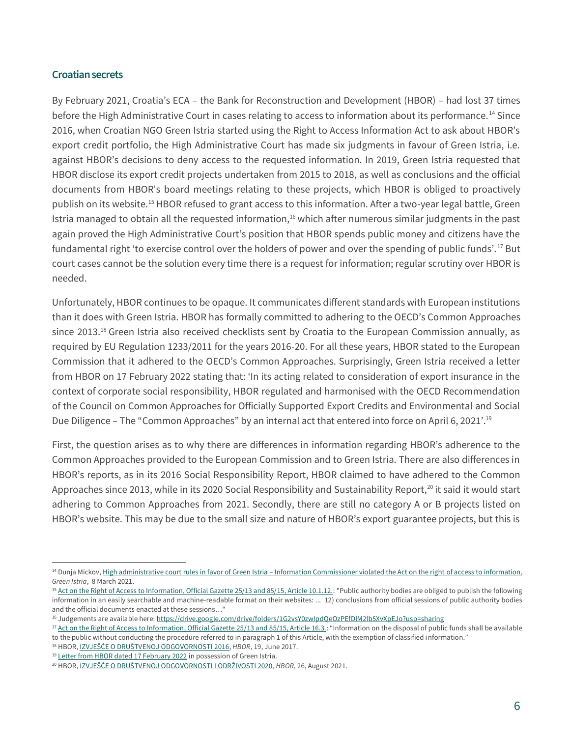## Croatian secrets

By February 2021, Croatia's ECA – the Bank for Reconstruction and Development (HBOR) – had lost 37 times before the High Administrative Court in cases relating to access to information about its performance.[14] Since 2016, when Croatian NGO Green Istria started using the Right to Access Information Act to ask about HBOR's export credit portfolio, the High Administrative Court has made six judgments in favour of Green Istria, i.e. against HBOR's decisions to deny access to the requested information. In 2019, Green Istria requested that HBOR disclose its export credit projects undertaken from 2015 to 2018, as well as conclusions and the official documents from HBOR's board meetings relating to these projects, which HBOR is obliged to proactively publish on its website.[15] HBOR refused to grant access to this information. After a two-year legal battle, Green Istria managed to obtain all the requested information,[16] which after numerous similar judgments in the past again proved the High Administrative Court's position that HBOR spends public money and citizens have the fundamental right 'to exercise control over the holders of power and over the spending of public funds'.[17] But court cases cannot be the solution every time there is a request for information; regular scrutiny over HBOR is needed.

Unfortunately, HBOR continues to be opaque. It communicates different standards with European institutions than it does with Green Istria. HBOR has formally committed to adhering to the OECD's Common Approaches since 2013.[18] Green Istria also received checklists sent by Croatia to the European Commission annually, as required by EU Regulation 1233/2011 for the years 2016-20. For all these years, HBOR stated to the European Commission that it adhered to the OECD's Common Approaches. Surprisingly, Green Istria received a letter from HBOR on 17 February 2022 stating that: 'In its acting related to consideration of export insurance in the context of corporate social responsibility, HBOR regulated and harmonised with the OECD Recommendation of the Council on Common Approaches for Officially Supported Export Credits and Environmental and Social Due Diligence – The "Common Approaches" by an internal act that entered into force on April 6, 2021'.[19]

First, the question arises as to why there are differences in information regarding HBOR's adherence to the Common Approaches provided to the European Commission and to Green Istria. There are also differences in HBOR's reports, as in its 2016 Social Responsibility Report, HBOR claimed to have adhered to the Common Approaches since 2013, while in its 2020 Social Responsibility and Sustainability Report,[20] it said it would start adhering to Common Approaches from 2021. Secondly, there are still no category A or B projects listed on HBOR's website. This may be due to the small size and nature of HBOR's export guarantee projects, but this is

---

[14] Dunja Mickov, High administrative court rules in favor of Green Istria – Information Commissioner violated the Act on the right of access to information, *Green Istria*, 8 March 2021.

[15] Act on the Right of Access to Information, Official Gazette 25/13 and 85/15, Article 10.1.12.: "Public authority bodies are obliged to publish the following information in an easily searchable and machine-readable format on their websites: ... 12) conclusions from official sessions of public authority bodies and the official documents enacted at these sessions…"

[16] Judgements are available here: https://drive.google.com/drive/folders/1G2vsY0zwIpdQeOzPEfDlM2lb5XvXpEJo?usp=sharing

[17] Act on the Right of Access to Information, Official Gazette 25/13 and 85/15, Article 16.3.: "Information on the disposal of public funds shall be available to the public without conducting the procedure referred to in paragraph 1 of this Article, with the exemption of classified information."

[18] HBOR, IZVJEŠĆE O DRUŠTVENOJ ODGOVORNOSTI 2016, *HBOR*, 19, June 2017.

[19] Letter from HBOR dated 17 February 2022 in possession of Green Istria.

[20] HBOR, IZVJEŠĆE O DRUŠTVENOJ ODGOVORNOSTI I ODRŽIVOSTI 2020, *HBOR*, 26, August 2021.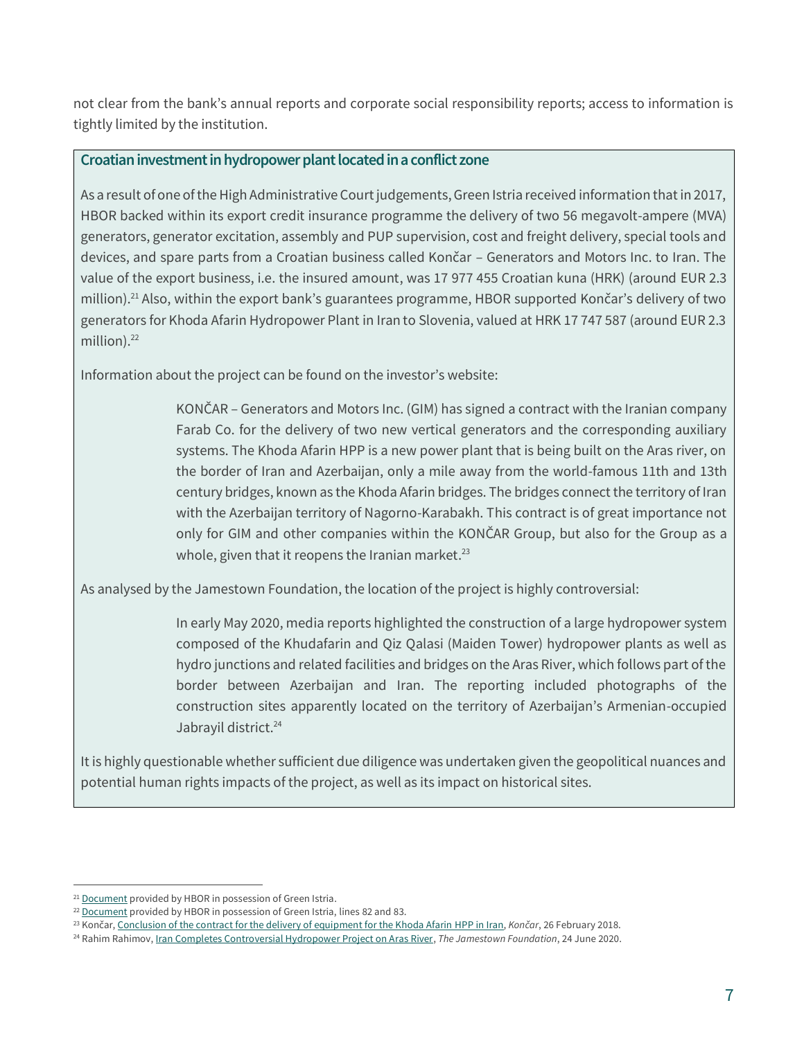not clear from the bank's annual reports and corporate social responsibility reports; access to information is tightly limited by the institution.

### Croatian investment in hydropower plant located in a conflict zone

As a result of one of the High Administrative Court judgements, Green Istria received information that in 2017, HBOR backed within its export credit insurance programme the delivery of two 56 megavolt-ampere (MVA) generators, generator excitation, assembly and PUP supervision, cost and freight delivery, special tools and devices, and spare parts from a Croatian business called Končar – Generators and Motors Inc. to Iran. The value of the export business, i.e. the insured amount, was 17 977 455 Croatian kuna (HRK) (around EUR 2.3 million).[21] Also, within the export bank's guarantees programme, HBOR supported Končar's delivery of two generators for Khoda Afarin Hydropower Plant in Iran to Slovenia, valued at HRK 17 747 587 (around EUR 2.3 million).[22]

Information about the project can be found on the investor's website:

> KONČAR – Generators and Motors Inc. (GIM) has signed a contract with the Iranian company Farab Co. for the delivery of two new vertical generators and the corresponding auxiliary systems. The Khoda Afarin HPP is a new power plant that is being built on the Aras river, on the border of Iran and Azerbaijan, only a mile away from the world-famous 11th and 13th century bridges, known as the Khoda Afarin bridges. The bridges connect the territory of Iran with the Azerbaijan territory of Nagorno-Karabakh. This contract is of great importance not only for GIM and other companies within the KONČAR Group, but also for the Group as a whole, given that it reopens the Iranian market.[23]

As analysed by the Jamestown Foundation, the location of the project is highly controversial:

> In early May 2020, media reports highlighted the construction of a large hydropower system composed of the Khudafarin and Qiz Qalasi (Maiden Tower) hydropower plants as well as hydro junctions and related facilities and bridges on the Aras River, which follows part of the border between Azerbaijan and Iran. The reporting included photographs of the construction sites apparently located on the territory of Azerbaijan's Armenian-occupied Jabrayil district.[24]

It is highly questionable whether sufficient due diligence was undertaken given the geopolitical nuances and potential human rights impacts of the project, as well as its impact on historical sites.

---

[21] Document provided by HBOR in possession of Green Istria.

[22] Document provided by HBOR in possession of Green Istria, lines 82 and 83.

[23] Končar, Conclusion of the contract for the delivery of equipment for the Khoda Afarin HPP in Iran, *Končar*, 26 February 2018.

[24] Rahim Rahimov, Iran Completes Controversial Hydropower Project on Aras River, *The Jamestown Foundation*, 24 June 2020.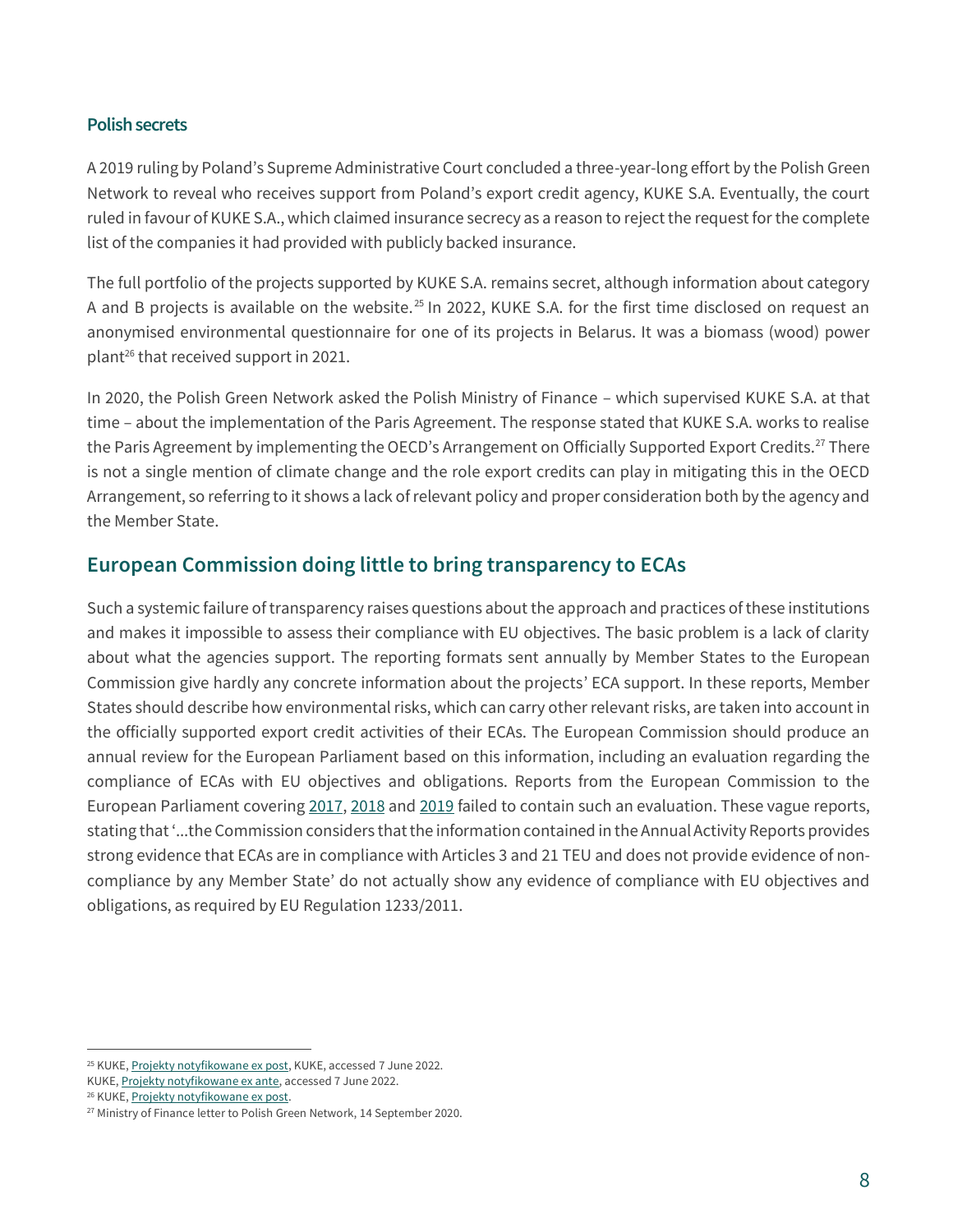### Polish secrets

A 2019 ruling by Poland's Supreme Administrative Court concluded a three-year-long effort by the Polish Green Network to reveal who receives support from Poland's export credit agency, KUKE S.A. Eventually, the court ruled in favour of KUKE S.A., which claimed insurance secrecy as a reason to reject the request for the complete list of the companies it had provided with publicly backed insurance.

The full portfolio of the projects supported by KUKE S.A. remains secret, although information about category A and B projects is available on the website.[25] In 2022, KUKE S.A. for the first time disclosed on request an anonymised environmental questionnaire for one of its projects in Belarus. It was a biomass (wood) power plant[26] that received support in 2021.

In 2020, the Polish Green Network asked the Polish Ministry of Finance – which supervised KUKE S.A. at that time – about the implementation of the Paris Agreement. The response stated that KUKE S.A. works to realise the Paris Agreement by implementing the OECD's Arrangement on Officially Supported Export Credits.[27] There is not a single mention of climate change and the role export credits can play in mitigating this in the OECD Arrangement, so referring to it shows a lack of relevant policy and proper consideration both by the agency and the Member State.

## European Commission doing little to bring transparency to ECAs

Such a systemic failure of transparency raises questions about the approach and practices of these institutions and makes it impossible to assess their compliance with EU objectives. The basic problem is a lack of clarity about what the agencies support. The reporting formats sent annually by Member States to the European Commission give hardly any concrete information about the projects' ECA support. In these reports, Member States should describe how environmental risks, which can carry other relevant risks, are taken into account in the officially supported export credit activities of their ECAs. The European Commission should produce an annual review for the European Parliament based on this information, including an evaluation regarding the compliance of ECAs with EU objectives and obligations. Reports from the European Commission to the European Parliament covering 2017, 2018 and 2019 failed to contain such an evaluation. These vague reports, stating that '...the Commission considers that the information contained in the Annual Activity Reports provides strong evidence that ECAs are in compliance with Articles 3 and 21 TEU and does not provide evidence of non-compliance by any Member State' do not actually show any evidence of compliance with EU objectives and obligations, as required by EU Regulation 1233/2011.

---

[25] KUKE, Projekty notyfikowane ex post, KUKE, accessed 7 June 2022.
KUKE, Projekty notyfikowane ex ante, accessed 7 June 2022.

[26] KUKE, Projekty notyfikowane ex post.

[27] Ministry of Finance letter to Polish Green Network, 14 September 2020.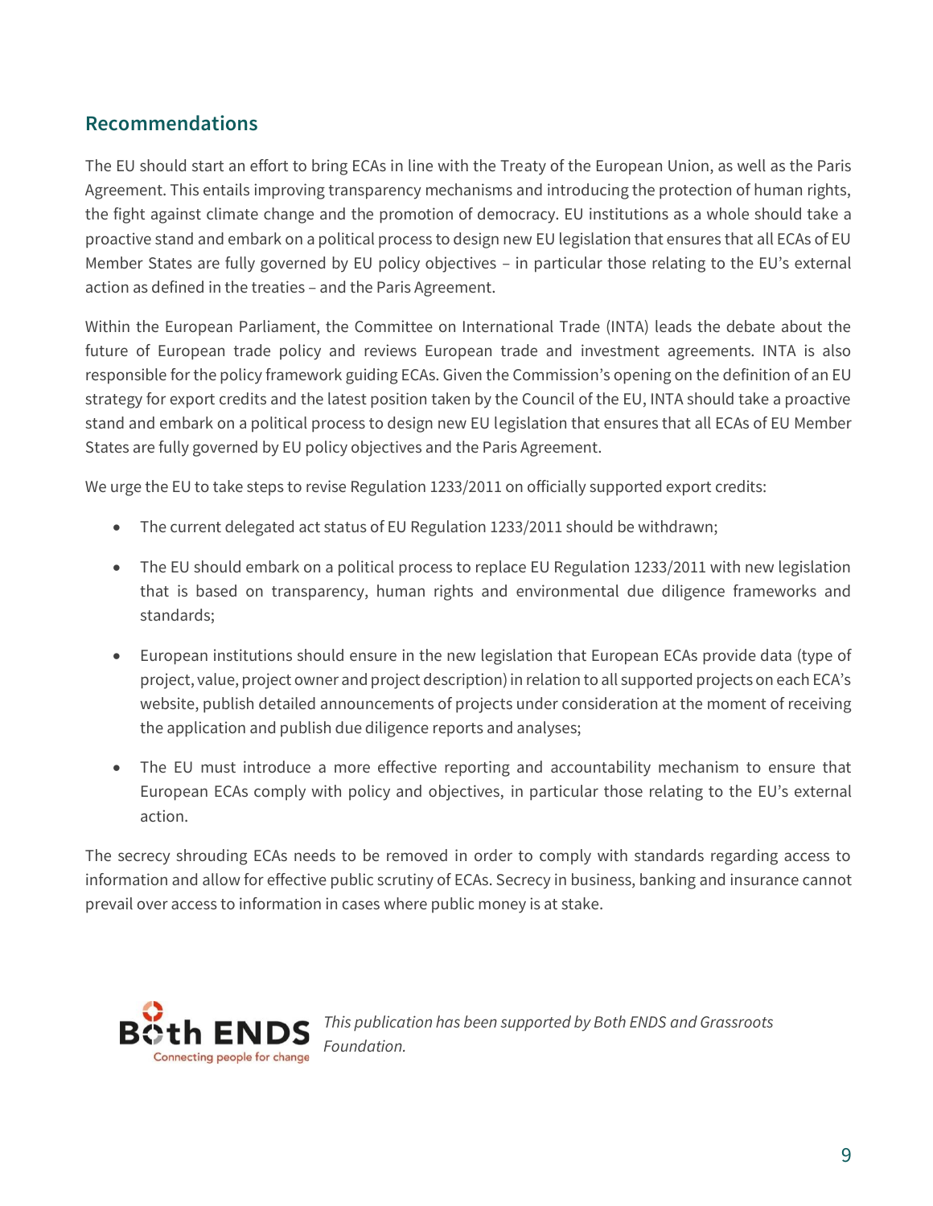## Recommendations

The EU should start an effort to bring ECAs in line with the Treaty of the European Union, as well as the Paris Agreement. This entails improving transparency mechanisms and introducing the protection of human rights, the fight against climate change and the promotion of democracy. EU institutions as a whole should take a proactive stand and embark on a political process to design new EU legislation that ensures that all ECAs of EU Member States are fully governed by EU policy objectives – in particular those relating to the EU's external action as defined in the treaties – and the Paris Agreement.

Within the European Parliament, the Committee on International Trade (INTA) leads the debate about the future of European trade policy and reviews European trade and investment agreements. INTA is also responsible for the policy framework guiding ECAs. Given the Commission's opening on the definition of an EU strategy for export credits and the latest position taken by the Council of the EU, INTA should take a proactive stand and embark on a political process to design new EU legislation that ensures that all ECAs of EU Member States are fully governed by EU policy objectives and the Paris Agreement.

We urge the EU to take steps to revise Regulation 1233/2011 on officially supported export credits:

- The current delegated act status of EU Regulation 1233/2011 should be withdrawn;
- The EU should embark on a political process to replace EU Regulation 1233/2011 with new legislation that is based on transparency, human rights and environmental due diligence frameworks and standards;
- European institutions should ensure in the new legislation that European ECAs provide data (type of project, value, project owner and project description) in relation to all supported projects on each ECA's website, publish detailed announcements of projects under consideration at the moment of receiving the application and publish due diligence reports and analyses;
- The EU must introduce a more effective reporting and accountability mechanism to ensure that European ECAs comply with policy and objectives, in particular those relating to the EU's external action.

The secrecy shrouding ECAs needs to be removed in order to comply with standards regarding access to information and allow for effective public scrutiny of ECAs. Secrecy in business, banking and insurance cannot prevail over access to information in cases where public money is at stake.

Both ENDS
Connecting people for change

*This publication has been supported by Both ENDS and Grassroots Foundation.*